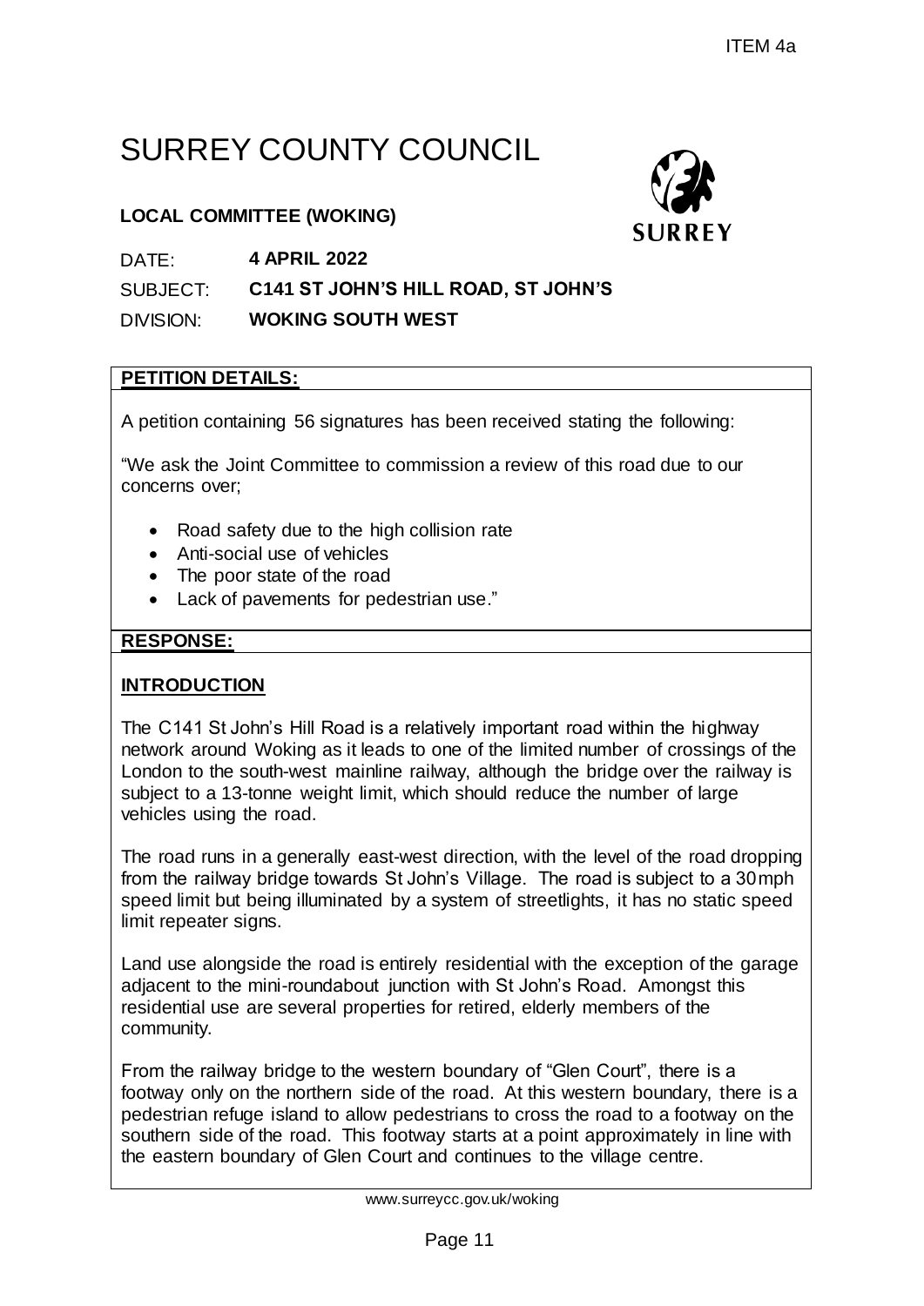ITEM 4a

# SURREY COUNTY COUNCIL

**LOCAL COMMITTEE (WOKING)**

DATE: **4 APRIL 2022**

SUBJECT: **C141 ST JOHN'S HILL ROAD, ST JOHN'S**

DIVISION: **WOKING SOUTH WEST**

## PETITION DETAILS:

A petition containing 56 signatures has been received stating the following:

"We ask the Joint Committee to commission a review of this road due to our concerns over;

- Road safety due to the high collision rate
- Anti-social use of vehicles
- The poor state of the road
- Lack of pavements for pedestrian use."

## RESPONSE:

### INTRODUCTION

The C141 St John's Hill Road is a relatively important road within the highway network around Woking as it leads to one of the limited number of crossings of the London to the south-west mainline railway, although the bridge over the railway is subject to a 13-tonne weight limit, which should reduce the number of large vehicles using the road.

The road runs in a generally east-west direction, with the level of the road dropping from the railway bridge towards St John's Village. The road is subject to a 30mph speed limit but being illuminated by a system of streetlights, it has no static speed limit repeater signs.

Land use alongside the road is entirely residential with the exception of the garage adjacent to the mini-roundabout junction with St John's Road. Amongst this residential use are several properties for retired, elderly members of the community.

From the railway bridge to the western boundary of "Glen Court", there is a footway only on the northern side of the road. At this western boundary, there is a pedestrian refuge island to allow pedestrians to cross the road to a footway on the southern side of the road. This footway starts at a point approximately in line with the eastern boundary of Glen Court and continues to the village centre.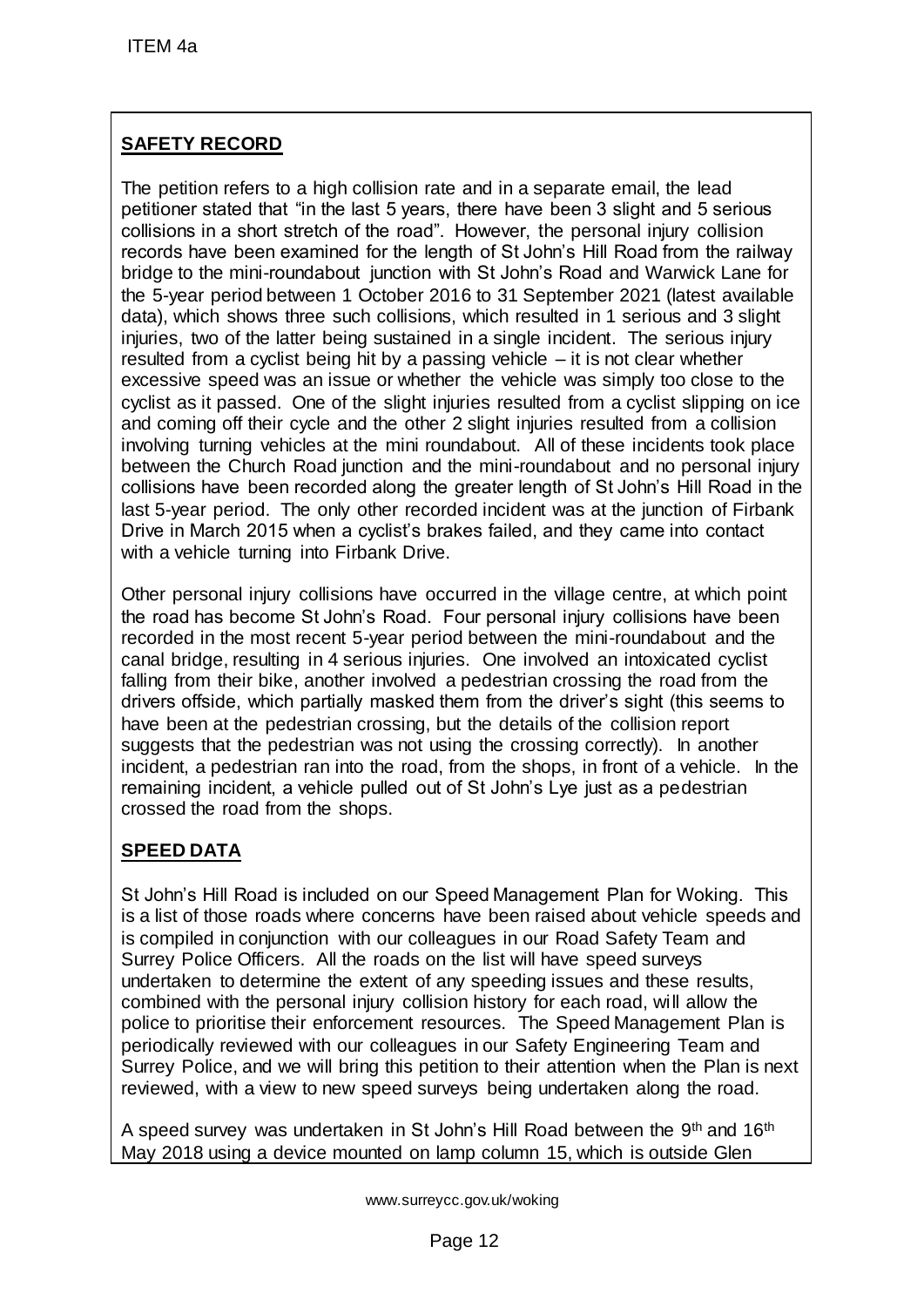## SAFETY RECORD

The petition refers to a high collision rate and in a separate email, the lead petitioner stated that "in the last 5 years, there have been 3 slight and 5 serious collisions in a short stretch of the road". However, the personal injury collision records have been examined for the length of St John's Hill Road from the railway bridge to the mini-roundabout junction with St John's Road and Warwick Lane for the 5-year period between 1 October 2016 to 31 September 2021 (latest available data), which shows three such collisions, which resulted in 1 serious and 3 slight injuries, two of the latter being sustained in a single incident. The serious injury resulted from a cyclist being hit by a passing vehicle – it is not clear whether excessive speed was an issue or whether the vehicle was simply too close to the cyclist as it passed. One of the slight injuries resulted from a cyclist slipping on ice and coming off their cycle and the other 2 slight injuries resulted from a collision involving turning vehicles at the mini roundabout. All of these incidents took place between the Church Road junction and the mini-roundabout and no personal injury collisions have been recorded along the greater length of St John's Hill Road in the last 5-year period. The only other recorded incident was at the junction of Firbank Drive in March 2015 when a cyclist's brakes failed, and they came into contact with a vehicle turning into Firbank Drive.

Other personal injury collisions have occurred in the village centre, at which point the road has become St John's Road. Four personal injury collisions have been recorded in the most recent 5-year period between the mini-roundabout and the canal bridge, resulting in 4 serious injuries. One involved an intoxicated cyclist falling from their bike, another involved a pedestrian crossing the road from the drivers offside, which partially masked them from the driver's sight (this seems to have been at the pedestrian crossing, but the details of the collision report suggests that the pedestrian was not using the crossing correctly). In another incident, a pedestrian ran into the road, from the shops, in front of a vehicle. In the remaining incident, a vehicle pulled out of St John's Lye just as a pedestrian crossed the road from the shops.

## SPEED DATA

St John's Hill Road is included on our Speed Management Plan for Woking. This is a list of those roads where concerns have been raised about vehicle speeds and is compiled in conjunction with our colleagues in our Road Safety Team and Surrey Police Officers. All the roads on the list will have speed surveys undertaken to determine the extent of any speeding issues and these results, combined with the personal injury collision history for each road, will allow the police to prioritise their enforcement resources. The Speed Management Plan is periodically reviewed with our colleagues in our Safety Engineering Team and Surrey Police, and we will bring this petition to their attention when the Plan is next reviewed, with a view to new speed surveys being undertaken along the road.

A speed survey was undertaken in St John's Hill Road between the 9th and 16th May 2018 using a device mounted on lamp column 15, which is outside Glen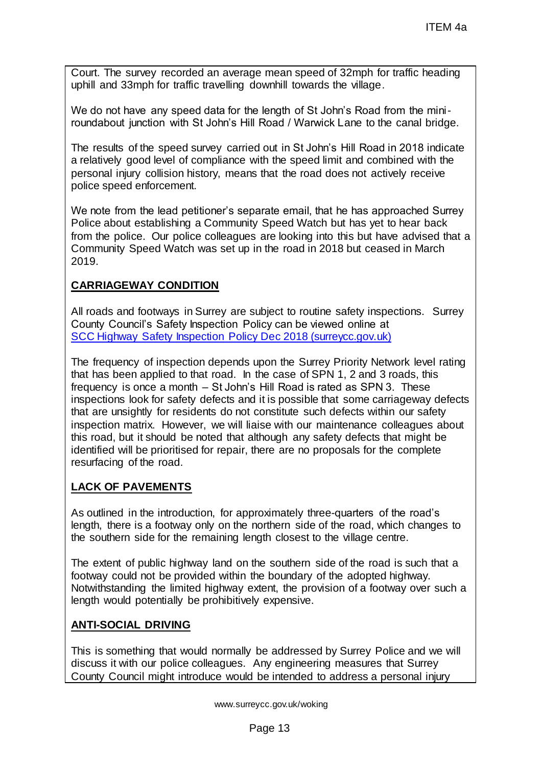Court. The survey recorded an average mean speed of 32mph for traffic heading uphill and 33mph for traffic travelling downhill towards the village.

We do not have any speed data for the length of St John's Road from the mini-roundabout junction with St John's Hill Road / Warwick Lane to the canal bridge.

The results of the speed survey carried out in St John's Hill Road in 2018 indicate a relatively good level of compliance with the speed limit and combined with the personal injury collision history, means that the road does not actively receive police speed enforcement.

We note from the lead petitioner's separate email, that he has approached Surrey Police about establishing a Community Speed Watch but has yet to hear back from the police. Our police colleagues are looking into this but have advised that a Community Speed Watch was set up in the road in 2018 but ceased in March 2019.

**CARRIAGEWAY CONDITION**

All roads and footways in Surrey are subject to routine safety inspections. Surrey County Council's Safety Inspection Policy can be viewed online at [SCC Highway Safety Inspection Policy Dec 2018 (surreycc.gov.uk)]

The frequency of inspection depends upon the Surrey Priority Network level rating that has been applied to that road. In the case of SPN 1, 2 and 3 roads, this frequency is once a month – St John's Hill Road is rated as SPN 3. These inspections look for safety defects and it is possible that some carriageway defects that are unsightly for residents do not constitute such defects within our safety inspection matrix. However, we will liaise with our maintenance colleagues about this road, but it should be noted that although any safety defects that might be identified will be prioritised for repair, there are no proposals for the complete resurfacing of the road.

**LACK OF PAVEMENTS**

As outlined in the introduction, for approximately three-quarters of the road's length, there is a footway only on the northern side of the road, which changes to the southern side for the remaining length closest to the village centre.

The extent of public highway land on the southern side of the road is such that a footway could not be provided within the boundary of the adopted highway. Notwithstanding the limited highway extent, the provision of a footway over such a length would potentially be prohibitively expensive.

**ANTI-SOCIAL DRIVING**

This is something that would normally be addressed by Surrey Police and we will discuss it with our police colleagues. Any engineering measures that Surrey County Council might introduce would be intended to address a personal injury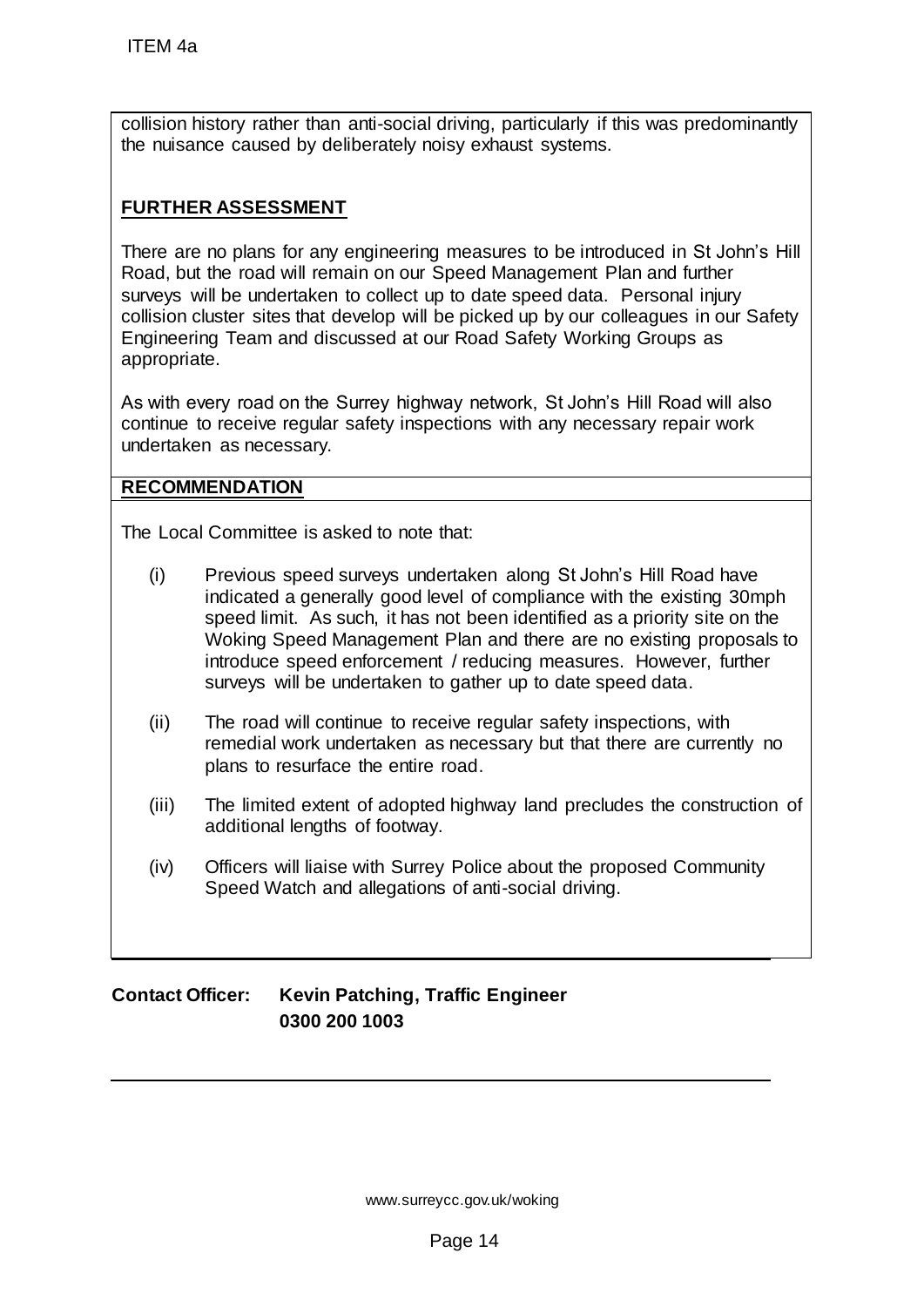collision history rather than anti-social driving, particularly if this was predominantly the nuisance caused by deliberately noisy exhaust systems.

## FURTHER ASSESSMENT

There are no plans for any engineering measures to be introduced in St John's Hill Road, but the road will remain on our Speed Management Plan and further surveys will be undertaken to collect up to date speed data. Personal injury collision cluster sites that develop will be picked up by our colleagues in our Safety Engineering Team and discussed at our Road Safety Working Groups as appropriate.

As with every road on the Surrey highway network, St John's Hill Road will also continue to receive regular safety inspections with any necessary repair work undertaken as necessary.

## RECOMMENDATION

The Local Committee is asked to note that:

(i) Previous speed surveys undertaken along St John's Hill Road have indicated a generally good level of compliance with the existing 30mph speed limit. As such, it has not been identified as a priority site on the Woking Speed Management Plan and there are no existing proposals to introduce speed enforcement / reducing measures. However, further surveys will be undertaken to gather up to date speed data.

(ii) The road will continue to receive regular safety inspections, with remedial work undertaken as necessary but that there are currently no plans to resurface the entire road.

(iii) The limited extent of adopted highway land precludes the construction of additional lengths of footway.

(iv) Officers will liaise with Surrey Police about the proposed Community Speed Watch and allegations of anti-social driving.

**Contact Officer: Kevin Patching, Traffic Engineer**
**0300 200 1003**